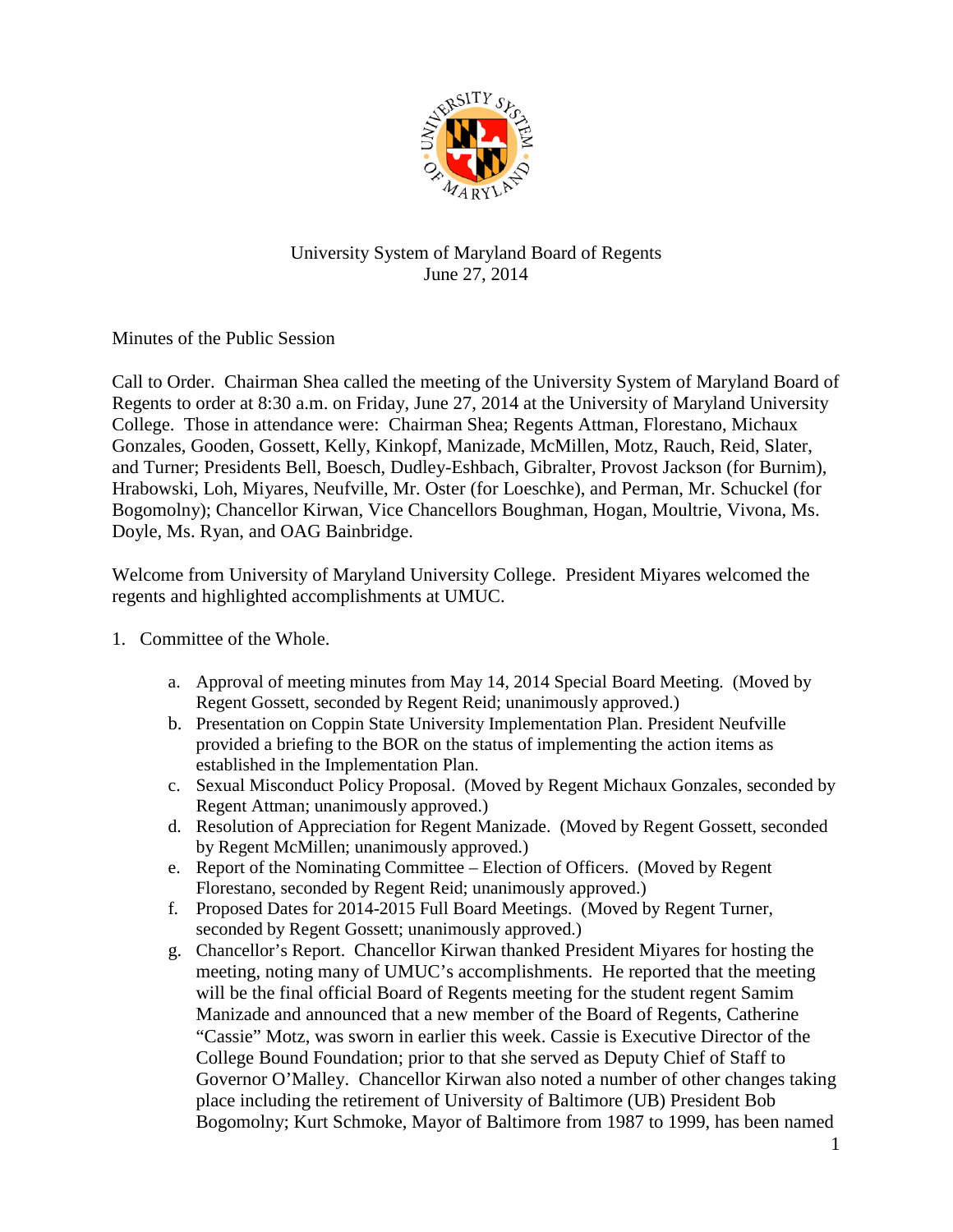University System of Maryland Board of Regents
June 27, 2014

Minutes of the Public Session

Call to Order. Chairman Shea called the meeting of the University System of Maryland Board of Regents to order at 8:30 a.m. on Friday, June 27, 2014 at the University of Maryland University College. Those in attendance were: Chairman Shea; Regents Attman, Florestano, Michaux Gonzales, Gooden, Gossett, Kelly, Kinkopf, Manizade, McMillen, Motz, Rauch, Reid, Slater, and Turner; Presidents Bell, Boesch, Dudley-Eshbach, Gibralter, Provost Jackson (for Burnim), Hrabowski, Loh, Miyares, Neufville, Mr. Oster (for Loeschke), and Perman, Mr. Schuckel (for Bogomolny); Chancellor Kirwan, Vice Chancellors Boughman, Hogan, Moultrie, Vivona, Ms. Doyle, Ms. Ryan, and OAG Bainbridge.

Welcome from University of Maryland University College. President Miyares welcomed the regents and highlighted accomplishments at UMUC.

1. Committee of the Whole.

   a. Approval of meeting minutes from May 14, 2014 Special Board Meeting. (Moved by Regent Gossett, seconded by Regent Reid; unanimously approved.)
   b. Presentation on Coppin State University Implementation Plan. President Neufville provided a briefing to the BOR on the status of implementing the action items as established in the Implementation Plan.
   c. Sexual Misconduct Policy Proposal. (Moved by Regent Michaux Gonzales, seconded by Regent Attman; unanimously approved.)
   d. Resolution of Appreciation for Regent Manizade. (Moved by Regent Gossett, seconded by Regent McMillen; unanimously approved.)
   e. Report of the Nominating Committee – Election of Officers. (Moved by Regent Florestano, seconded by Regent Reid; unanimously approved.)
   f. Proposed Dates for 2014-2015 Full Board Meetings. (Moved by Regent Turner, seconded by Regent Gossett; unanimously approved.)
   g. Chancellor's Report. Chancellor Kirwan thanked President Miyares for hosting the meeting, noting many of UMUC's accomplishments. He reported that the meeting will be the final official Board of Regents meeting for the student regent Samim Manizade and announced that a new member of the Board of Regents, Catherine "Cassie" Motz, was sworn in earlier this week. Cassie is Executive Director of the College Bound Foundation; prior to that she served as Deputy Chief of Staff to Governor O'Malley. Chancellor Kirwan also noted a number of other changes taking place including the retirement of University of Baltimore (UB) President Bob Bogomolny; Kurt Schmoke, Mayor of Baltimore from 1987 to 1999, has been named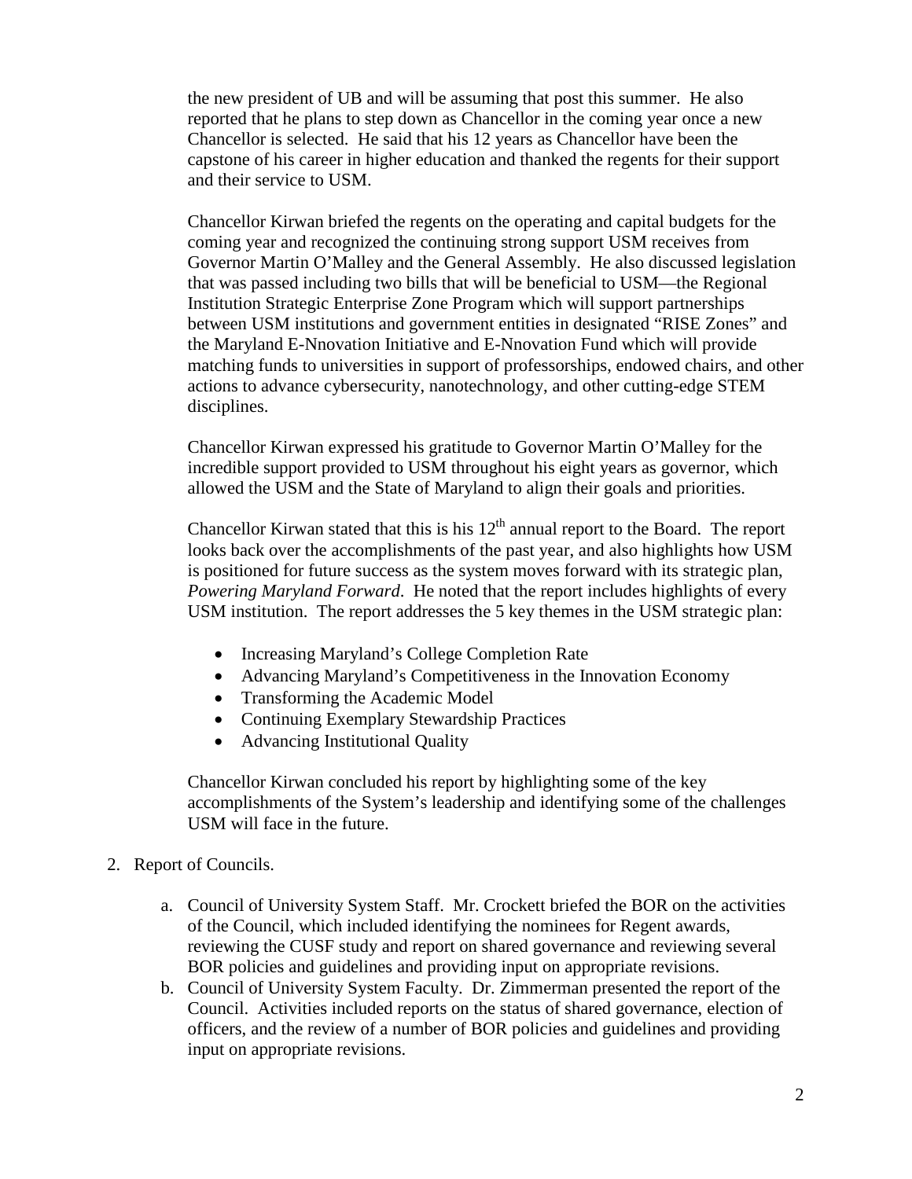the new president of UB and will be assuming that post this summer. He also reported that he plans to step down as Chancellor in the coming year once a new Chancellor is selected. He said that his 12 years as Chancellor have been the capstone of his career in higher education and thanked the regents for their support and their service to USM.

Chancellor Kirwan briefed the regents on the operating and capital budgets for the coming year and recognized the continuing strong support USM receives from Governor Martin O'Malley and the General Assembly. He also discussed legislation that was passed including two bills that will be beneficial to USM—the Regional Institution Strategic Enterprise Zone Program which will support partnerships between USM institutions and government entities in designated "RISE Zones" and the Maryland E-Nnovation Initiative and E-Nnovation Fund which will provide matching funds to universities in support of professorships, endowed chairs, and other actions to advance cybersecurity, nanotechnology, and other cutting-edge STEM disciplines.

Chancellor Kirwan expressed his gratitude to Governor Martin O'Malley for the incredible support provided to USM throughout his eight years as governor, which allowed the USM and the State of Maryland to align their goals and priorities.

Chancellor Kirwan stated that this is his 12th annual report to the Board. The report looks back over the accomplishments of the past year, and also highlights how USM is positioned for future success as the system moves forward with its strategic plan, *Powering Maryland Forward*. He noted that the report includes highlights of every USM institution. The report addresses the 5 key themes in the USM strategic plan:

- Increasing Maryland's College Completion Rate
- Advancing Maryland's Competitiveness in the Innovation Economy
- Transforming the Academic Model
- Continuing Exemplary Stewardship Practices
- Advancing Institutional Quality

Chancellor Kirwan concluded his report by highlighting some of the key accomplishments of the System's leadership and identifying some of the challenges USM will face in the future.

2. Report of Councils.

   a. Council of University System Staff. Mr. Crockett briefed the BOR on the activities of the Council, which included identifying the nominees for Regent awards, reviewing the CUSF study and report on shared governance and reviewing several BOR policies and guidelines and providing input on appropriate revisions.

   b. Council of University System Faculty. Dr. Zimmerman presented the report of the Council. Activities included reports on the status of shared governance, election of officers, and the review of a number of BOR policies and guidelines and providing input on appropriate revisions.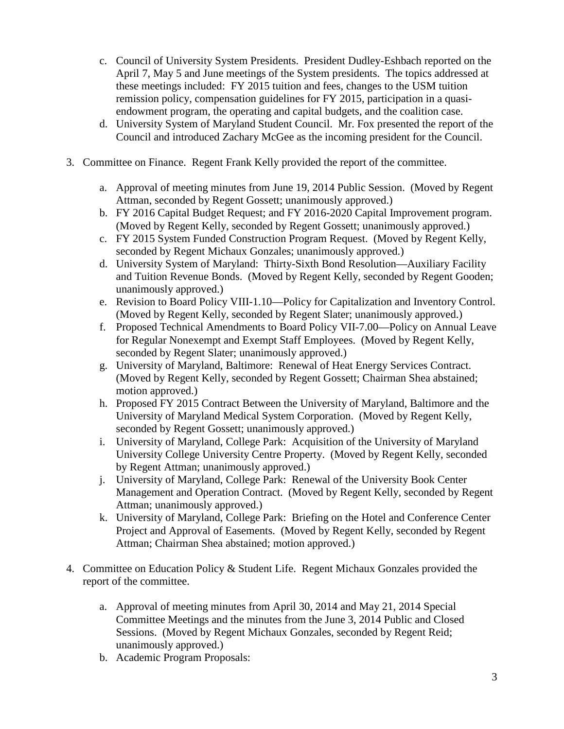c. Council of University System Presidents. President Dudley-Eshbach reported on the April 7, May 5 and June meetings of the System presidents. The topics addressed at these meetings included: FY 2015 tuition and fees, changes to the USM tuition remission policy, compensation guidelines for FY 2015, participation in a quasi-endowment program, the operating and capital budgets, and the coalition case.

d. University System of Maryland Student Council. Mr. Fox presented the report of the Council and introduced Zachary McGee as the incoming president for the Council.

3. Committee on Finance. Regent Frank Kelly provided the report of the committee.

   a. Approval of meeting minutes from June 19, 2014 Public Session. (Moved by Regent Attman, seconded by Regent Gossett; unanimously approved.)
   b. FY 2016 Capital Budget Request; and FY 2016-2020 Capital Improvement program. (Moved by Regent Kelly, seconded by Regent Gossett; unanimously approved.)
   c. FY 2015 System Funded Construction Program Request. (Moved by Regent Kelly, seconded by Regent Michaux Gonzales; unanimously approved.)
   d. University System of Maryland: Thirty-Sixth Bond Resolution—Auxiliary Facility and Tuition Revenue Bonds. (Moved by Regent Kelly, seconded by Regent Gooden; unanimously approved.)
   e. Revision to Board Policy VIII-1.10—Policy for Capitalization and Inventory Control. (Moved by Regent Kelly, seconded by Regent Slater; unanimously approved.)
   f. Proposed Technical Amendments to Board Policy VII-7.00—Policy on Annual Leave for Regular Nonexempt and Exempt Staff Employees. (Moved by Regent Kelly, seconded by Regent Slater; unanimously approved.)
   g. University of Maryland, Baltimore: Renewal of Heat Energy Services Contract. (Moved by Regent Kelly, seconded by Regent Gossett; Chairman Shea abstained; motion approved.)
   h. Proposed FY 2015 Contract Between the University of Maryland, Baltimore and the University of Maryland Medical System Corporation. (Moved by Regent Kelly, seconded by Regent Gossett; unanimously approved.)
   i. University of Maryland, College Park: Acquisition of the University of Maryland University College University Centre Property. (Moved by Regent Kelly, seconded by Regent Attman; unanimously approved.)
   j. University of Maryland, College Park: Renewal of the University Book Center Management and Operation Contract. (Moved by Regent Kelly, seconded by Regent Attman; unanimously approved.)
   k. University of Maryland, College Park: Briefing on the Hotel and Conference Center Project and Approval of Easements. (Moved by Regent Kelly, seconded by Regent Attman; Chairman Shea abstained; motion approved.)

4. Committee on Education Policy & Student Life. Regent Michaux Gonzales provided the report of the committee.

   a. Approval of meeting minutes from April 30, 2014 and May 21, 2014 Special Committee Meetings and the minutes from the June 3, 2014 Public and Closed Sessions. (Moved by Regent Michaux Gonzales, seconded by Regent Reid; unanimously approved.)
   b. Academic Program Proposals: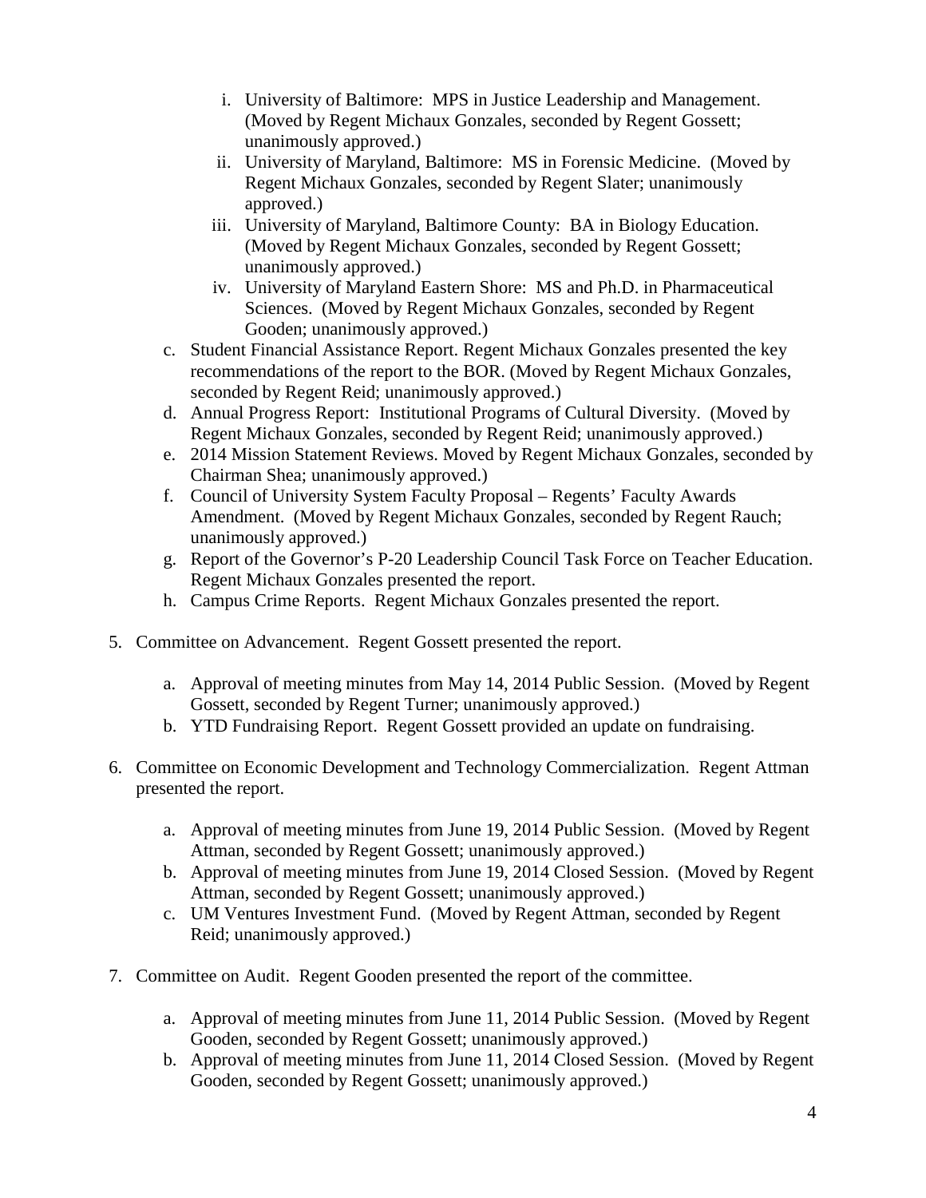i. University of Baltimore: MPS in Justice Leadership and Management. (Moved by Regent Michaux Gonzales, seconded by Regent Gossett; unanimously approved.)
ii. University of Maryland, Baltimore: MS in Forensic Medicine. (Moved by Regent Michaux Gonzales, seconded by Regent Slater; unanimously approved.)
iii. University of Maryland, Baltimore County: BA in Biology Education. (Moved by Regent Michaux Gonzales, seconded by Regent Gossett; unanimously approved.)
iv. University of Maryland Eastern Shore: MS and Ph.D. in Pharmaceutical Sciences. (Moved by Regent Michaux Gonzales, seconded by Regent Gooden; unanimously approved.)

c. Student Financial Assistance Report. Regent Michaux Gonzales presented the key recommendations of the report to the BOR. (Moved by Regent Michaux Gonzales, seconded by Regent Reid; unanimously approved.)
d. Annual Progress Report: Institutional Programs of Cultural Diversity. (Moved by Regent Michaux Gonzales, seconded by Regent Reid; unanimously approved.)
e. 2014 Mission Statement Reviews. Moved by Regent Michaux Gonzales, seconded by Chairman Shea; unanimously approved.)
f. Council of University System Faculty Proposal – Regents' Faculty Awards Amendment. (Moved by Regent Michaux Gonzales, seconded by Regent Rauch; unanimously approved.)
g. Report of the Governor's P-20 Leadership Council Task Force on Teacher Education. Regent Michaux Gonzales presented the report.
h. Campus Crime Reports. Regent Michaux Gonzales presented the report.

5. Committee on Advancement. Regent Gossett presented the report.

   a. Approval of meeting minutes from May 14, 2014 Public Session. (Moved by Regent Gossett, seconded by Regent Turner; unanimously approved.)
   b. YTD Fundraising Report. Regent Gossett provided an update on fundraising.

6. Committee on Economic Development and Technology Commercialization. Regent Attman presented the report.

   a. Approval of meeting minutes from June 19, 2014 Public Session. (Moved by Regent Attman, seconded by Regent Gossett; unanimously approved.)
   b. Approval of meeting minutes from June 19, 2014 Closed Session. (Moved by Regent Attman, seconded by Regent Gossett; unanimously approved.)
   c. UM Ventures Investment Fund. (Moved by Regent Attman, seconded by Regent Reid; unanimously approved.)

7. Committee on Audit. Regent Gooden presented the report of the committee.

   a. Approval of meeting minutes from June 11, 2014 Public Session. (Moved by Regent Gooden, seconded by Regent Gossett; unanimously approved.)
   b. Approval of meeting minutes from June 11, 2014 Closed Session. (Moved by Regent Gooden, seconded by Regent Gossett; unanimously approved.)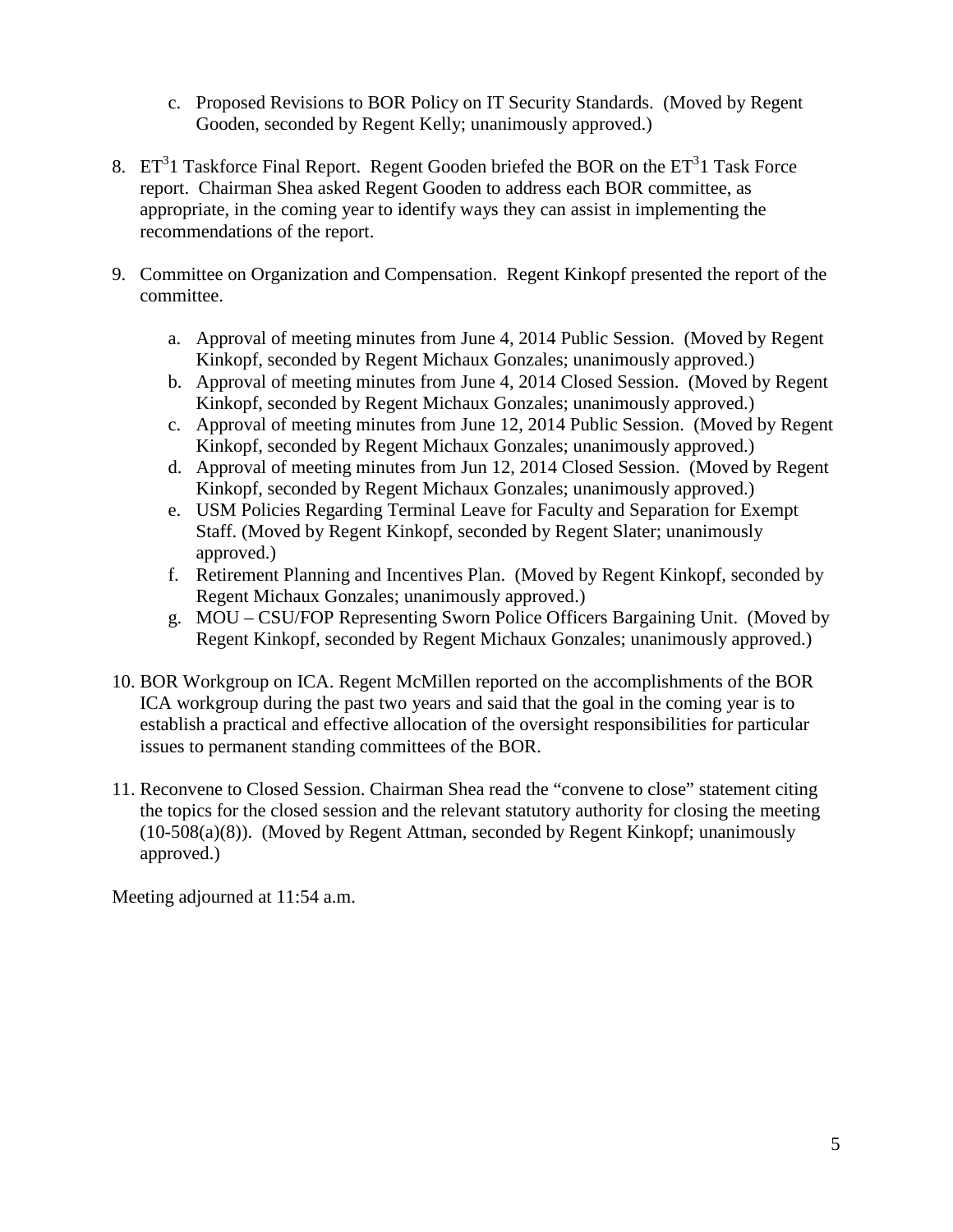c. Proposed Revisions to BOR Policy on IT Security Standards. (Moved by Regent Gooden, seconded by Regent Kelly; unanimously approved.)

8. $ET^3$1 Taskforce Final Report. Regent Gooden briefed the BOR on the $ET^3$1 Task Force report. Chairman Shea asked Regent Gooden to address each BOR committee, as appropriate, in the coming year to identify ways they can assist in implementing the recommendations of the report.

9. Committee on Organization and Compensation. Regent Kinkopf presented the report of the committee.

   a. Approval of meeting minutes from June 4, 2014 Public Session. (Moved by Regent Kinkopf, seconded by Regent Michaux Gonzales; unanimously approved.)
   b. Approval of meeting minutes from June 4, 2014 Closed Session. (Moved by Regent Kinkopf, seconded by Regent Michaux Gonzales; unanimously approved.)
   c. Approval of meeting minutes from June 12, 2014 Public Session. (Moved by Regent Kinkopf, seconded by Regent Michaux Gonzales; unanimously approved.)
   d. Approval of meeting minutes from Jun 12, 2014 Closed Session. (Moved by Regent Kinkopf, seconded by Regent Michaux Gonzales; unanimously approved.)
   e. USM Policies Regarding Terminal Leave for Faculty and Separation for Exempt Staff. (Moved by Regent Kinkopf, seconded by Regent Slater; unanimously approved.)
   f. Retirement Planning and Incentives Plan. (Moved by Regent Kinkopf, seconded by Regent Michaux Gonzales; unanimously approved.)
   g. MOU – CSU/FOP Representing Sworn Police Officers Bargaining Unit. (Moved by Regent Kinkopf, seconded by Regent Michaux Gonzales; unanimously approved.)

10. BOR Workgroup on ICA. Regent McMillen reported on the accomplishments of the BOR ICA workgroup during the past two years and said that the goal in the coming year is to establish a practical and effective allocation of the oversight responsibilities for particular issues to permanent standing committees of the BOR.

11. Reconvene to Closed Session. Chairman Shea read the "convene to close" statement citing the topics for the closed session and the relevant statutory authority for closing the meeting (10-508(a)(8)). (Moved by Regent Attman, seconded by Regent Kinkopf; unanimously approved.)

Meeting adjourned at 11:54 a.m.